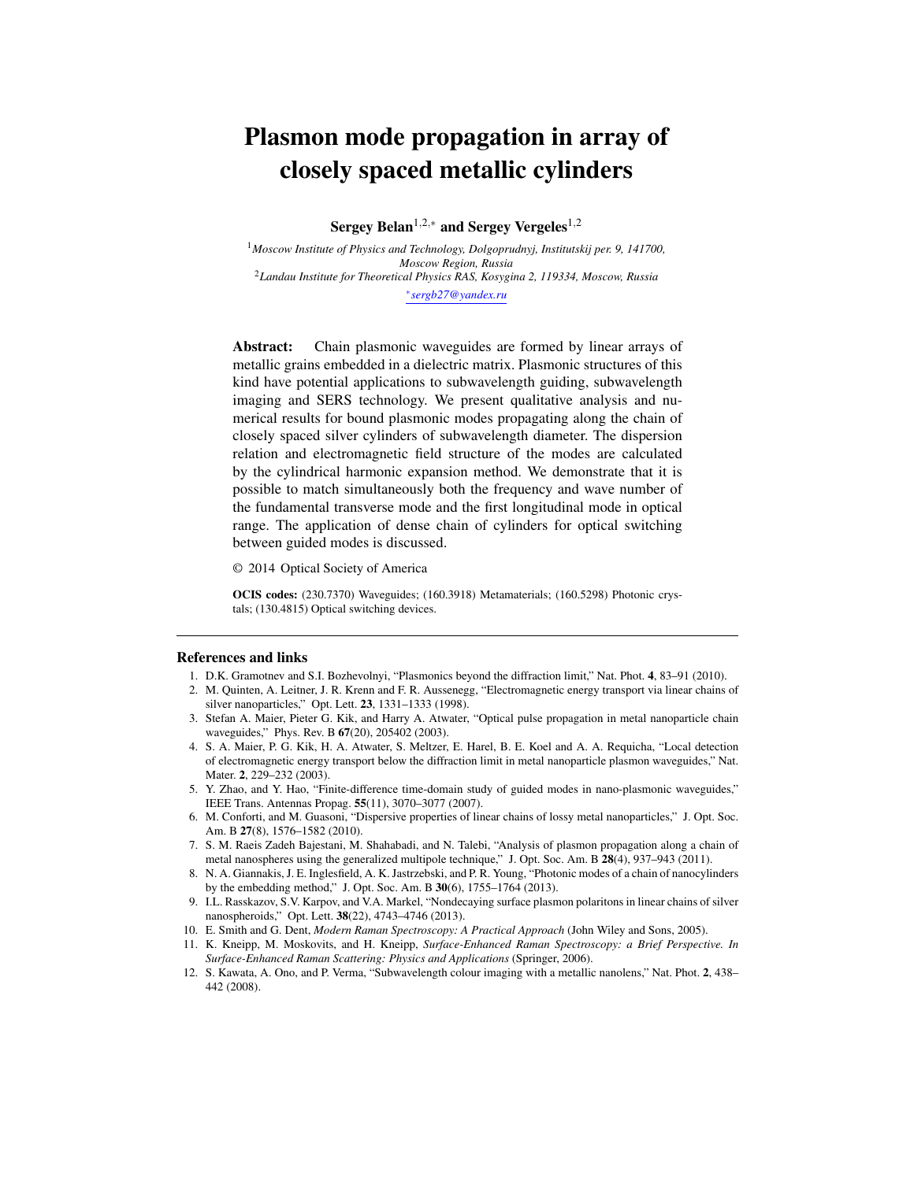# Plasmon mode propagation in array of closely spaced metallic cylinders

**Sergey Belan**[1,2,*] **and Sergey Vergeles**[1,2]

[1] *Moscow Institute of Physics and Technology, Dolgoprudnyj, Institutskij per. 9, 141700, Moscow Region, Russia*
[2] *Landau Institute for Theoretical Physics RAS, Kosygina 2, 119334, Moscow, Russia*
[*] *sergb27@yandex.ru*

**Abstract:** Chain plasmonic waveguides are formed by linear arrays of metallic grains embedded in a dielectric matrix. Plasmonic structures of this kind have potential applications to subwavelength guiding, subwavelength imaging and SERS technology. We present qualitative analysis and numerical results for bound plasmonic modes propagating along the chain of closely spaced silver cylinders of subwavelength diameter. The dispersion relation and electromagnetic field structure of the modes are calculated by the cylindrical harmonic expansion method. We demonstrate that it is possible to match simultaneously both the frequency and wave number of the fundamental transverse mode and the first longitudinal mode in optical range. The application of dense chain of cylinders for optical switching between guided modes is discussed.

© 2014 Optical Society of America

**OCIS codes:** (230.7370) Waveguides; (160.3918) Metamaterials; (160.5298) Photonic crystals; (130.4815) Optical switching devices.

## References and links

1. D.K. Gramotnev and S.I. Bozhevolnyi, "Plasmonics beyond the diffraction limit," Nat. Phot. **4**, 83–91 (2010).
2. M. Quinten, A. Leitner, J. R. Krenn and F. R. Aussenegg, "Electromagnetic energy transport via linear chains of silver nanoparticles," Opt. Lett. **23**, 1331–1333 (1998).
3. Stefan A. Maier, Pieter G. Kik, and Harry A. Atwater, "Optical pulse propagation in metal nanoparticle chain waveguides," Phys. Rev. B **67**(20), 205402 (2003).
4. S. A. Maier, P. G. Kik, H. A. Atwater, S. Meltzer, E. Harel, B. E. Koel and A. A. Requicha, "Local detection of electromagnetic energy transport below the diffraction limit in metal nanoparticle plasmon waveguides," Nat. Mater. **2**, 229–232 (2003).
5. Y. Zhao, and Y. Hao, "Finite-difference time-domain study of guided modes in nano-plasmonic waveguides," IEEE Trans. Antennas Propag. **55**(11), 3070–3077 (2007).
6. M. Conforti, and M. Guasoni, "Dispersive properties of linear chains of lossy metal nanoparticles," J. Opt. Soc. Am. B **27**(8), 1576–1582 (2010).
7. S. M. Raeis Zadeh Bajestani, M. Shahabadi, and N. Talebi, "Analysis of plasmon propagation along a chain of metal nanospheres using the generalized multipole technique," J. Opt. Soc. Am. B **28**(4), 937–943 (2011).
8. N. A. Giannakis, J. E. Inglesfield, A. K. Jastrzebski, and P. R. Young, "Photonic modes of a chain of nanocylinders by the embedding method," J. Opt. Soc. Am. B **30**(6), 1755–1764 (2013).
9. I.L. Rasskazov, S.V. Karpov, and V.A. Markel, "Nondecaying surface plasmon polaritons in linear chains of silver nanospheroids," Opt. Lett. **38**(22), 4743–4746 (2013).
10. E. Smith and G. Dent, *Modern Raman Spectroscopy: A Practical Approach* (John Wiley and Sons, 2005).
11. K. Kneipp, M. Moskovits, and H. Kneipp, *Surface-Enhanced Raman Spectroscopy: a Brief Perspective. In Surface-Enhanced Raman Scattering: Physics and Applications* (Springer, 2006).
12. S. Kawata, A. Ono, and P. Verma, "Subwavelength colour imaging with a metallic nanolens," Nat. Phot. **2**, 438–442 (2008).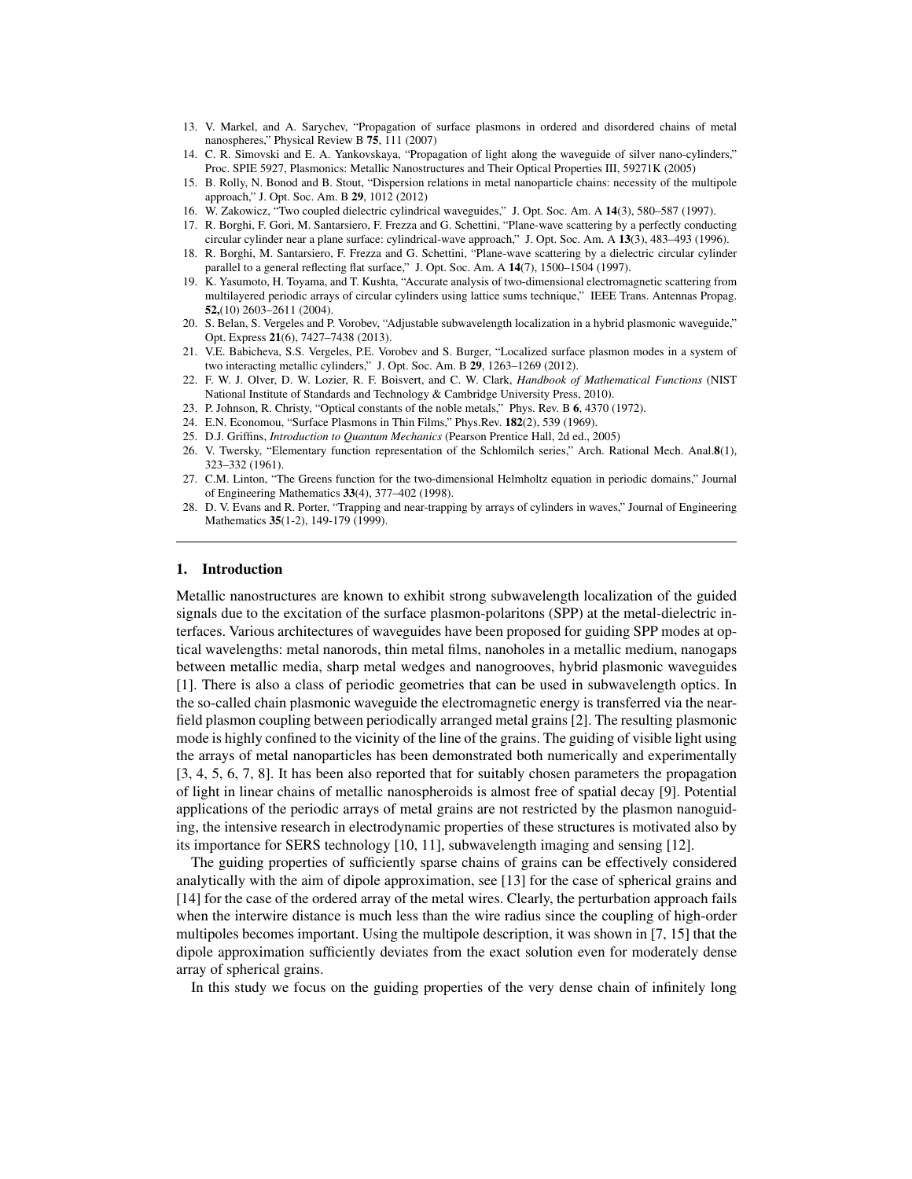13. V. Markel, and A. Sarychev, "Propagation of surface plasmons in ordered and disordered chains of metal nanospheres," Physical Review B **75**, 111 (2007)
14. C. R. Simovski and E. A. Yankovskaya, "Propagation of light along the waveguide of silver nano-cylinders," Proc. SPIE 5927, Plasmonics: Metallic Nanostructures and Their Optical Properties III, 59271K (2005)
15. B. Rolly, N. Bonod and B. Stout, "Dispersion relations in metal nanoparticle chains: necessity of the multipole approach," J. Opt. Soc. Am. B **29**, 1012 (2012)
16. W. Zakowicz, "Two coupled dielectric cylindrical waveguides," J. Opt. Soc. Am. A **14**(3), 580–587 (1997).
17. R. Borghi, F. Gori, M. Santarsiero, F. Frezza and G. Schettini, "Plane-wave scattering by a perfectly conducting circular cylinder near a plane surface: cylindrical-wave approach," J. Opt. Soc. Am. A **13**(3), 483–493 (1996).
18. R. Borghi, M. Santarsiero, F. Frezza and G. Schettini, "Plane-wave scattering by a dielectric circular cylinder parallel to a general reflecting flat surface," J. Opt. Soc. Am. A **14**(7), 1500–1504 (1997).
19. K. Yasumoto, H. Toyama, and T. Kushta, "Accurate analysis of two-dimensional electromagnetic scattering from multilayered periodic arrays of circular cylinders using lattice sums technique," IEEE Trans. Antennas Propag. **52,**(10) 2603–2611 (2004).
20. S. Belan, S. Vergeles and P. Vorobev, "Adjustable subwavelength localization in a hybrid plasmonic waveguide," Opt. Express **21**(6), 7427–7438 (2013).
21. V.E. Babicheva, S.S. Vergeles, P.E. Vorobev and S. Burger, "Localized surface plasmon modes in a system of two interacting metallic cylinders," J. Opt. Soc. Am. B **29**, 1263–1269 (2012).
22. F. W. J. Olver, D. W. Lozier, R. F. Boisvert, and C. W. Clark, *Handbook of Mathematical Functions* (NIST National Institute of Standards and Technology & Cambridge University Press, 2010).
23. P. Johnson, R. Christy, "Optical constants of the noble metals," Phys. Rev. B **6**, 4370 (1972).
24. E.N. Economou, "Surface Plasmons in Thin Films," Phys.Rev. **182**(2), 539 (1969).
25. D.J. Griffins, *Introduction to Quantum Mechanics* (Pearson Prentice Hall, 2d ed., 2005)
26. V. Twersky, "Elementary function representation of the Schlomilch series," Arch. Rational Mech. Anal.**8**(1), 323–332 (1961).
27. C.M. Linton, "The Greens function for the two-dimensional Helmholtz equation in periodic domains," Journal of Engineering Mathematics **33**(4), 377–402 (1998).
28. D. V. Evans and R. Porter, "Trapping and near-trapping by arrays of cylinders in waves," Journal of Engineering Mathematics **35**(1-2), 149-179 (1999).

## 1. Introduction

Metallic nanostructures are known to exhibit strong subwavelength localization of the guided signals due to the excitation of the surface plasmon-polaritons (SPP) at the metal-dielectric interfaces. Various architectures of waveguides have been proposed for guiding SPP modes at optical wavelengths: metal nanorods, thin metal films, nanoholes in a metallic medium, nanogaps between metallic media, sharp metal wedges and nanogrooves, hybrid plasmonic waveguides [1]. There is also a class of periodic geometries that can be used in subwavelength optics. In the so-called chain plasmonic waveguide the electromagnetic energy is transferred via the near-field plasmon coupling between periodically arranged metal grains [2]. The resulting plasmonic mode is highly confined to the vicinity of the line of the grains. The guiding of visible light using the arrays of metal nanoparticles has been demonstrated both numerically and experimentally [3, 4, 5, 6, 7, 8]. It has been also reported that for suitably chosen parameters the propagation of light in linear chains of metallic nanospheroids is almost free of spatial decay [9]. Potential applications of the periodic arrays of metal grains are not restricted by the plasmon nanoguiding, the intensive research in electrodynamic properties of these structures is motivated also by its importance for SERS technology [10, 11], subwavelength imaging and sensing [12].

The guiding properties of sufficiently sparse chains of grains can be effectively considered analytically with the aim of dipole approximation, see [13] for the case of spherical grains and [14] for the case of the ordered array of the metal wires. Clearly, the perturbation approach fails when the interwire distance is much less than the wire radius since the coupling of high-order multipoles becomes important. Using the multipole description, it was shown in [7, 15] that the dipole approximation sufficiently deviates from the exact solution even for moderately dense array of spherical grains.

In this study we focus on the guiding properties of the very dense chain of infinitely long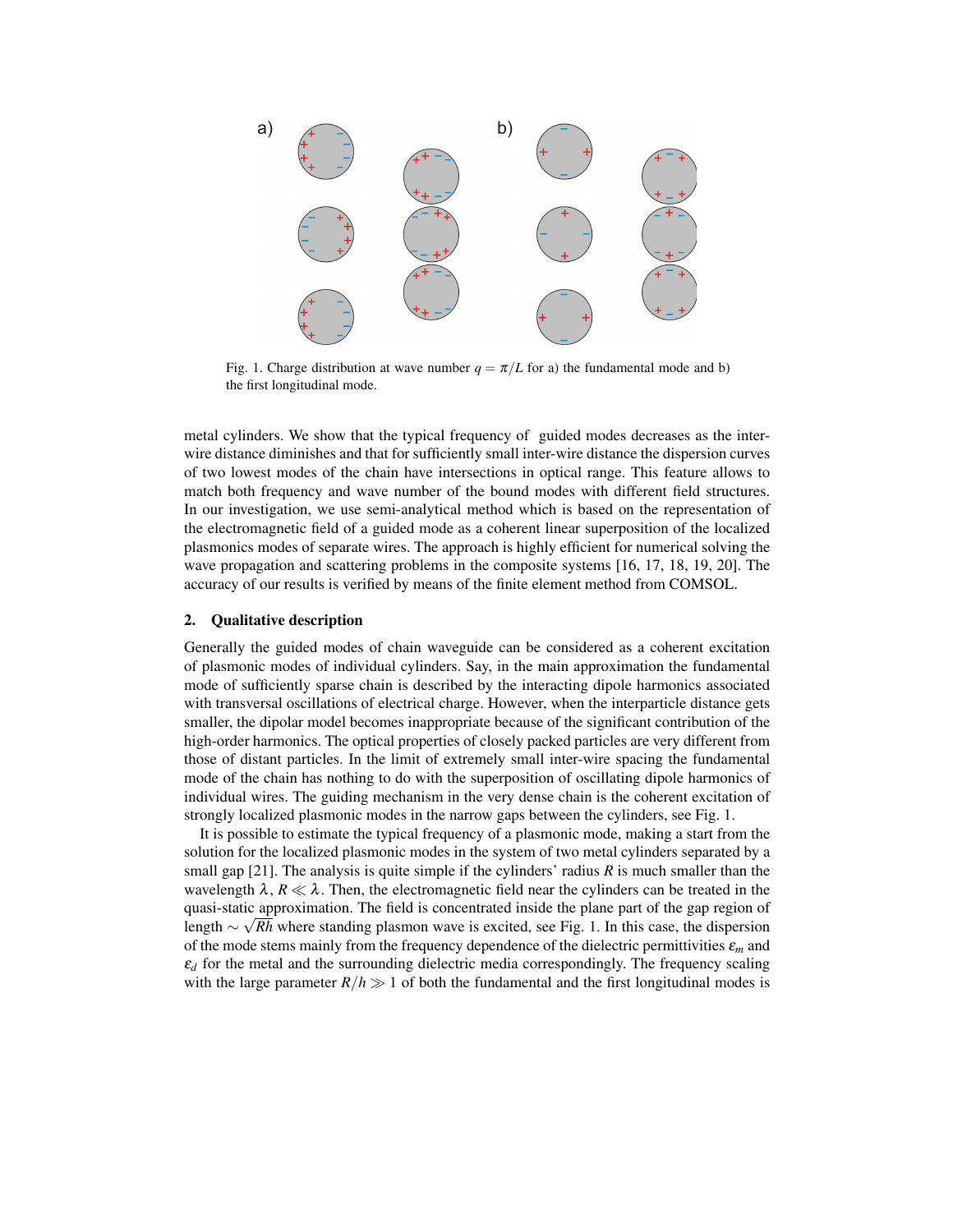Fig. 1. Charge distribution at wave number $q = \pi/L$ for a) the fundamental mode and b) the first longitudinal mode.

metal cylinders. We show that the typical frequency of guided modes decreases as the inter-wire distance diminishes and that for sufficiently small inter-wire distance the dispersion curves of two lowest modes of the chain have intersections in optical range. This feature allows to match both frequency and wave number of the bound modes with different field structures. In our investigation, we use semi-analytical method which is based on the representation of the electromagnetic field of a guided mode as a coherent linear superposition of the localized plasmonics modes of separate wires. The approach is highly efficient for numerical solving the wave propagation and scattering problems in the composite systems [16, 17, 18, 19, 20]. The accuracy of our results is verified by means of the finite element method from COMSOL.

## 2. Qualitative description

Generally the guided modes of chain waveguide can be considered as a coherent excitation of plasmonic modes of individual cylinders. Say, in the main approximation the fundamental mode of sufficiently sparse chain is described by the interacting dipole harmonics associated with transversal oscillations of electrical charge. However, when the interparticle distance gets smaller, the dipolar model becomes inappropriate because of the significant contribution of the high-order harmonics. The optical properties of closely packed particles are very different from those of distant particles. In the limit of extremely small inter-wire spacing the fundamental mode of the chain has nothing to do with the superposition of oscillating dipole harmonics of individual wires. The guiding mechanism in the very dense chain is the coherent excitation of strongly localized plasmonic modes in the narrow gaps between the cylinders, see Fig. 1.

It is possible to estimate the typical frequency of a plasmonic mode, making a start from the solution for the localized plasmonic modes in the system of two metal cylinders separated by a small gap [21]. The analysis is quite simple if the cylinders' radius $R$ is much smaller than the wavelength $\lambda$, $R \ll \lambda$. Then, the electromagnetic field near the cylinders can be treated in the quasi-static approximation. The field is concentrated inside the plane part of the gap region of length $\sim \sqrt{Rh}$ where standing plasmon wave is excited, see Fig. 1. In this case, the dispersion of the mode stems mainly from the frequency dependence of the dielectric permittivities $\varepsilon_m$ and $\varepsilon_d$ for the metal and the surrounding dielectric media correspondingly. The frequency scaling with the large parameter $R/h \gg 1$ of both the fundamental and the first longitudinal modes is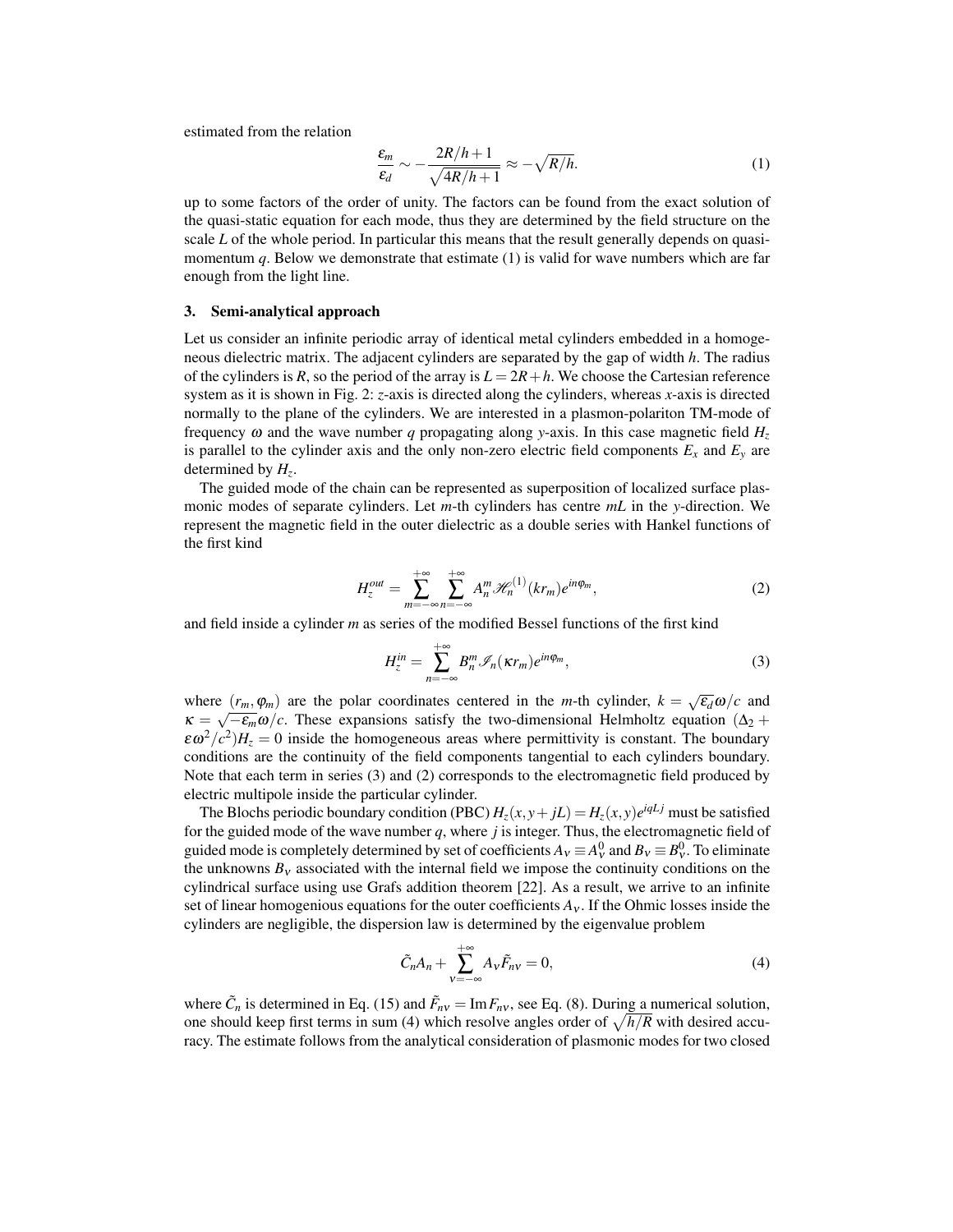estimated from the relation

$$\frac{\varepsilon_m}{\varepsilon_d} \sim -\frac{2R/h+1}{\sqrt{4R/h+1}} \approx -\sqrt{R/h}. \tag{1}$$

up to some factors of the order of unity. The factors can be found from the exact solution of the quasi-static equation for each mode, thus they are determined by the field structure on the scale $L$ of the whole period. In particular this means that the result generally depends on quasi-momentum $q$. Below we demonstrate that estimate (1) is valid for wave numbers which are far enough from the light line.

## 3. Semi-analytical approach

Let us consider an infinite periodic array of identical metal cylinders embedded in a homogeneous dielectric matrix. The adjacent cylinders are separated by the gap of width $h$. The radius of the cylinders is $R$, so the period of the array is $L = 2R + h$. We choose the Cartesian reference system as it is shown in Fig. 2: $z$-axis is directed along the cylinders, whereas $x$-axis is directed normally to the plane of the cylinders. We are interested in a plasmon-polariton TM-mode of frequency $\omega$ and the wave number $q$ propagating along $y$-axis. In this case magnetic field $H_z$ is parallel to the cylinder axis and the only non-zero electric field components $E_x$ and $E_y$ are determined by $H_z$.

The guided mode of the chain can be represented as superposition of localized surface plasmonic modes of separate cylinders. Let $m$-th cylinders has centre $mL$ in the $y$-direction. We represent the magnetic field in the outer dielectric as a double series with Hankel functions of the first kind

$$H_z^{out} = \sum_{m=-\infty}^{+\infty} \sum_{n=-\infty}^{+\infty} A_n^m \mathscr{H}_n^{(1)}(kr_m) e^{in\varphi_m}, \tag{2}$$

and field inside a cylinder $m$ as series of the modified Bessel functions of the first kind

$$H_z^{in} = \sum_{n=-\infty}^{+\infty} B_n^m \mathscr{I}_n(\kappa r_m) e^{in\varphi_m}, \tag{3}$$

where $(r_m, \varphi_m)$ are the polar coordinates centered in the $m$-th cylinder, $k = \sqrt{\varepsilon_d}\omega/c$ and $\kappa = \sqrt{-\varepsilon_m}\omega/c$. These expansions satisfy the two-dimensional Helmholtz equation $(\Delta_2 + \varepsilon\omega^2/c^2)H_z = 0$ inside the homogeneous areas where permittivity is constant. The boundary conditions are the continuity of the field components tangential to each cylinders boundary. Note that each term in series (3) and (2) corresponds to the electromagnetic field produced by electric multipole inside the particular cylinder.

The Blochs periodic boundary condition (PBC) $H_z(x, y + jL) = H_z(x, y)e^{iqLj}$ must be satisfied for the guided mode of the wave number $q$, where $j$ is integer. Thus, the electromagnetic field of guided mode is completely determined by set of coefficients $A_\nu \equiv A_\nu^0$ and $B_\nu \equiv B_\nu^0$. To eliminate the unknowns $B_\nu$ associated with the internal field we impose the continuity conditions on the cylindrical surface using use Grafs addition theorem [22]. As a result, we arrive to an infinite set of linear homogenious equations for the outer coefficients $A_\nu$. If the Ohmic losses inside the cylinders are negligible, the dispersion law is determined by the eigenvalue problem

$$\tilde{C}_n A_n + \sum_{\nu=-\infty}^{+\infty} A_\nu \tilde{F}_{n\nu} = 0, \tag{4}$$

where $\tilde{C}_n$ is determined in Eq. (15) and $\tilde{F}_{n\nu} = \operatorname{Im} F_{n\nu}$, see Eq. (8). During a numerical solution, one should keep first terms in sum (4) which resolve angles order of $\sqrt{h/R}$ with desired accuracy. The estimate follows from the analytical consideration of plasmonic modes for two closed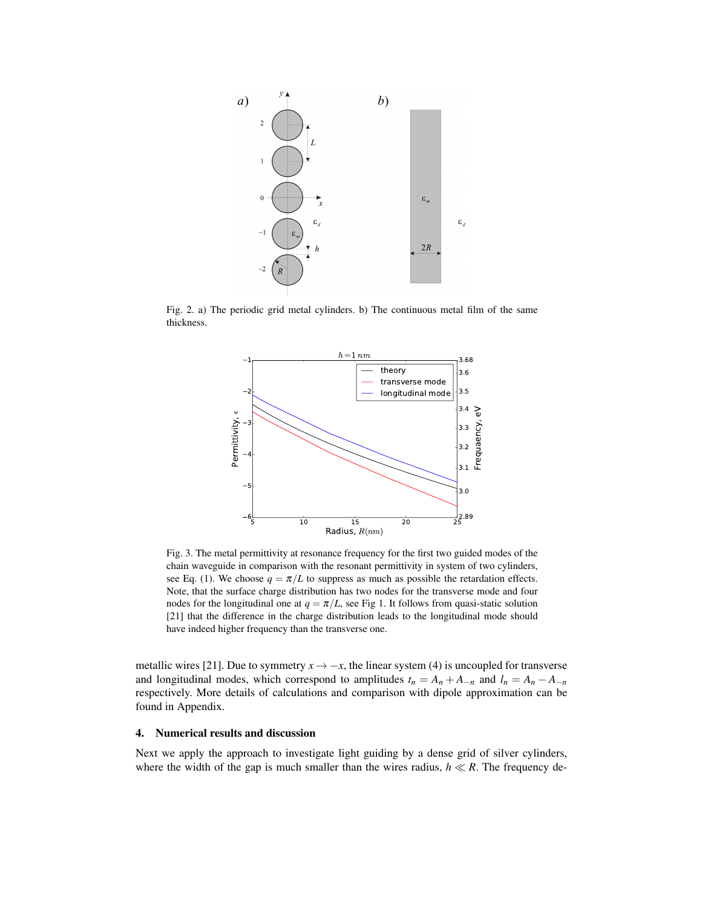Fig. 2. a) The periodic grid metal cylinders. b) The continuous metal film of the same thickness.

Fig. 3. The metal permittivity at resonance frequency for the first two guided modes of the chain waveguide in comparison with the resonant permittivity in system of two cylinders, see Eq. (1). We choose $q = \pi/L$ to suppress as much as possible the retardation effects. Note, that the surface charge distribution has two nodes for the transverse mode and four nodes for the longitudinal one at $q = \pi/L$, see Fig 1. It follows from quasi-static solution [21] that the difference in the charge distribution leads to the longitudinal mode should have indeed higher frequency than the transverse one.

metallic wires [21]. Due to symmetry $x \to -x$, the linear system (4) is uncoupled for transverse and longitudinal modes, which correspond to amplitudes $t_n = A_n + A_{-n}$ and $l_n = A_n - A_{-n}$ respectively. More details of calculations and comparison with dipole approximation can be found in Appendix.

## 4. Numerical results and discussion

Next we apply the approach to investigate light guiding by a dense grid of silver cylinders, where the width of the gap is much smaller than the wires radius, $h \ll R$. The frequency de-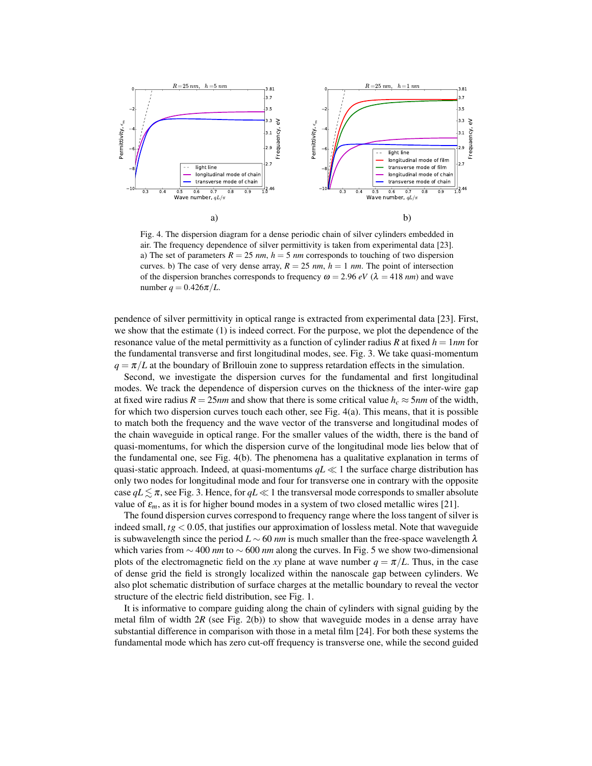Fig. 4. The dispersion diagram for a dense periodic chain of silver cylinders embedded in air. The frequency dependence of silver permittivity is taken from experimental data [23]. a) The set of parameters $R = 25$ *nm*, $h = 5$ *nm* corresponds to touching of two dispersion curves. b) The case of very dense array, $R = 25$ *nm*, $h = 1$ *nm*. The point of intersection of the dispersion branches corresponds to frequency $\omega = 2.96$ *eV* ($\lambda = 418$ *nm*) and wave number $q = 0.426\pi/L$.

pendence of silver permittivity in optical range is extracted from experimental data [23]. First, we show that the estimate (1) is indeed correct. For the purpose, we plot the dependence of the resonance value of the metal permittivity as a function of cylinder radius $R$ at fixed $h = 1nm$ for the fundamental transverse and first longitudinal modes, see. Fig. 3. We take quasi-momentum $q = \pi/L$ at the boundary of Brillouin zone to suppress retardation effects in the simulation.

Second, we investigate the dispersion curves for the fundamental and first longitudinal modes. We track the dependence of dispersion curves on the thickness of the inter-wire gap at fixed wire radius $R = 25nm$ and show that there is some critical value $h_c \approx 5nm$ of the width, for which two dispersion curves touch each other, see Fig. 4(a). This means, that it is possible to match both the frequency and the wave vector of the transverse and longitudinal modes of the chain waveguide in optical range. For the smaller values of the width, there is the band of quasi-momentums, for which the dispersion curve of the longitudinal mode lies below that of the fundamental one, see Fig. 4(b). The phenomena has a qualitative explanation in terms of quasi-static approach. Indeed, at quasi-momentums $qL \ll 1$ the surface charge distribution has only two nodes for longitudinal mode and four for transverse one in contrary with the opposite case $qL \lesssim \pi$, see Fig. 3. Hence, for $qL \ll 1$ the transversal mode corresponds to smaller absolute value of $\varepsilon_m$, as it is for higher bound modes in a system of two closed metallic wires [21].

The found dispersion curves correspond to frequency range where the loss tangent of silver is indeed small, $tg < 0.05$, that justifies our approximation of lossless metal. Note that waveguide is subwavelength since the period $L \sim 60$ *nm* is much smaller than the free-space wavelength $\lambda$ which varies from $\sim 400$ *nm* to $\sim 600$ *nm* along the curves. In Fig. 5 we show two-dimensional plots of the electromagnetic field on the $xy$ plane at wave number $q = \pi/L$. Thus, in the case of dense grid the field is strongly localized within the nanoscale gap between cylinders. We also plot schematic distribution of surface charges at the metallic boundary to reveal the vector structure of the electric field distribution, see Fig. 1.

It is informative to compare guiding along the chain of cylinders with signal guiding by the metal film of width $2R$ (see Fig. 2(b)) to show that waveguide modes in a dense array have substantial difference in comparison with those in a metal film [24]. For both these systems the fundamental mode which has zero cut-off frequency is transverse one, while the second guided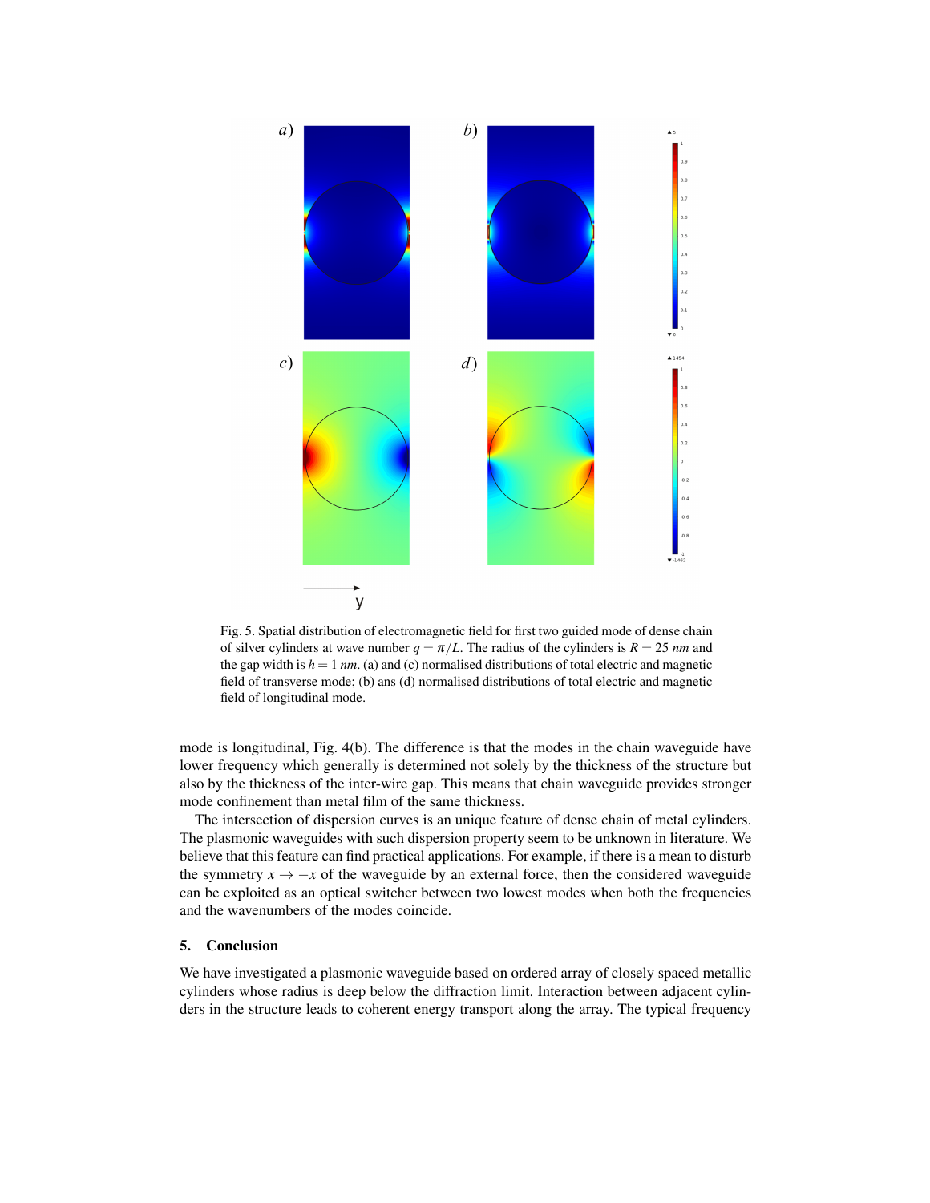Fig. 5. Spatial distribution of electromagnetic field for first two guided mode of dense chain of silver cylinders at wave number $q = \pi/L$. The radius of the cylinders is $R = 25$ $nm$ and the gap width is $h = 1$ $nm$. (a) and (c) normalised distributions of total electric and magnetic field of transverse mode; (b) ans (d) normalised distributions of total electric and magnetic field of longitudinal mode.

mode is longitudinal, Fig. 4(b). The difference is that the modes in the chain waveguide have lower frequency which generally is determined not solely by the thickness of the structure but also by the thickness of the inter-wire gap. This means that chain waveguide provides stronger mode confinement than metal film of the same thickness.

The intersection of dispersion curves is an unique feature of dense chain of metal cylinders. The plasmonic waveguides with such dispersion property seem to be unknown in literature. We believe that this feature can find practical applications. For example, if there is a mean to disturb the symmetry $x \to -x$ of the waveguide by an external force, then the considered waveguide can be exploited as an optical switcher between two lowest modes when both the frequencies and the wavenumbers of the modes coincide.

## 5. Conclusion

We have investigated a plasmonic waveguide based on ordered array of closely spaced metallic cylinders whose radius is deep below the diffraction limit. Interaction between adjacent cylinders in the structure leads to coherent energy transport along the array. The typical frequency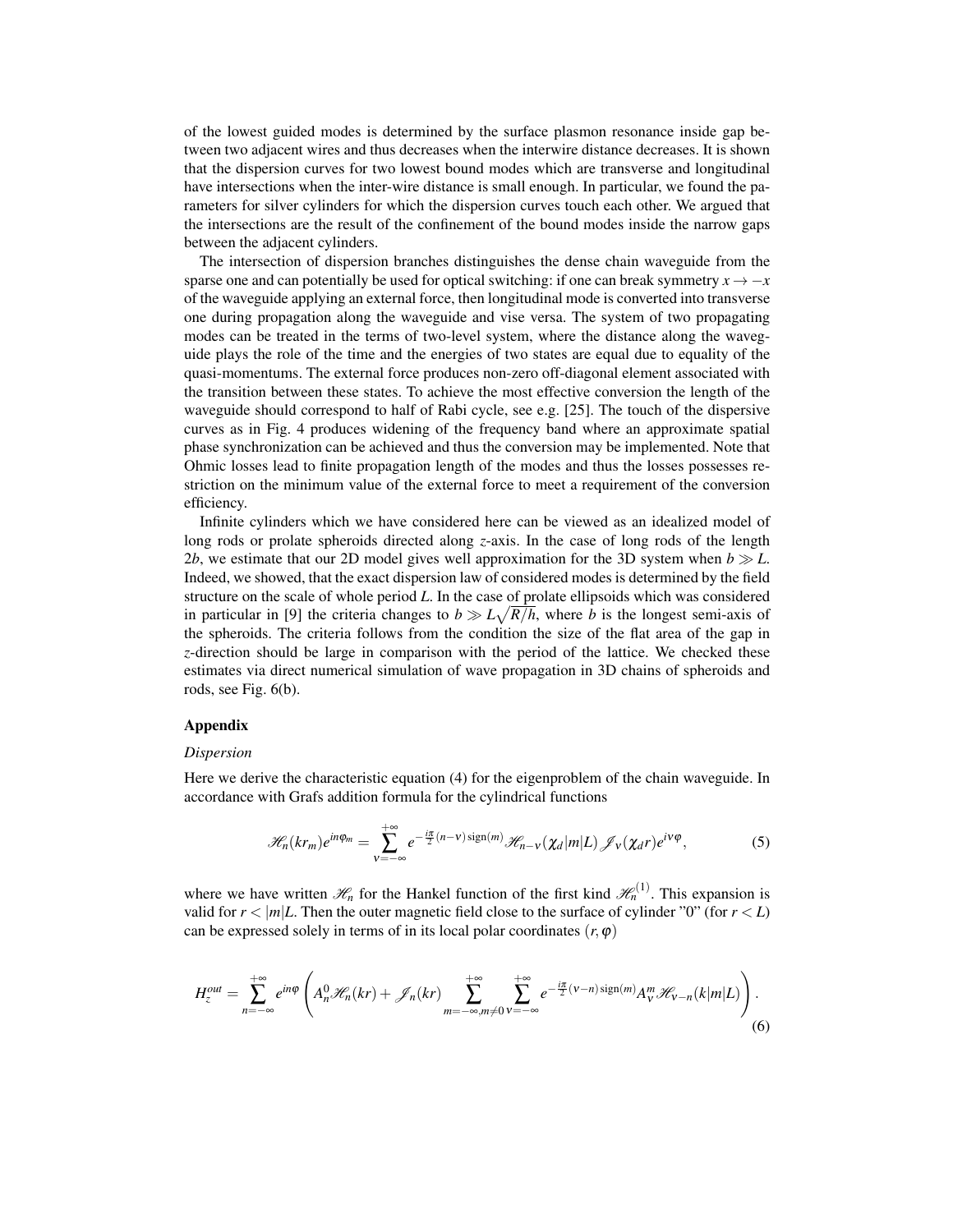of the lowest guided modes is determined by the surface plasmon resonance inside gap between two adjacent wires and thus decreases when the interwire distance decreases. It is shown that the dispersion curves for two lowest bound modes which are transverse and longitudinal have intersections when the inter-wire distance is small enough. In particular, we found the parameters for silver cylinders for which the dispersion curves touch each other. We argued that the intersections are the result of the confinement of the bound modes inside the narrow gaps between the adjacent cylinders.

The intersection of dispersion branches distinguishes the dense chain waveguide from the sparse one and can potentially be used for optical switching: if one can break symmetry $x \to -x$ of the waveguide applying an external force, then longitudinal mode is converted into transverse one during propagation along the waveguide and vise versa. The system of two propagating modes can be treated in the terms of two-level system, where the distance along the waveguide plays the role of the time and the energies of two states are equal due to equality of the quasi-momentums. The external force produces non-zero off-diagonal element associated with the transition between these states. To achieve the most effective conversion the length of the waveguide should correspond to half of Rabi cycle, see e.g. [25]. The touch of the dispersive curves as in Fig. 4 produces widening of the frequency band where an approximate spatial phase synchronization can be achieved and thus the conversion may be implemented. Note that Ohmic losses lead to finite propagation length of the modes and thus the losses possesses restriction on the minimum value of the external force to meet a requirement of the conversion efficiency.

Infinite cylinders which we have considered here can be viewed as an idealized model of long rods or prolate spheroids directed along $z$-axis. In the case of long rods of the length $2b$, we estimate that our 2D model gives well approximation for the 3D system when $b \gg L$. Indeed, we showed, that the exact dispersion law of considered modes is determined by the field structure on the scale of whole period $L$. In the case of prolate ellipsoids which was considered in particular in [9] the criteria changes to $b \gg L\sqrt{R/h}$, where $b$ is the longest semi-axis of the spheroids. The criteria follows from the condition the size of the flat area of the gap in $z$-direction should be large in comparison with the period of the lattice. We checked these estimates via direct numerical simulation of wave propagation in 3D chains of spheroids and rods, see Fig. 6(b).

## Appendix

*Dispersion*

Here we derive the characteristic equation (4) for the eigenproblem of the chain waveguide. In accordance with Grafs addition formula for the cylindrical functions

$$\mathscr{H}_n(kr_m)e^{in\varphi_m} = \sum_{\nu=-\infty}^{+\infty} e^{-\frac{i\pi}{2}(n-\nu)\,\mathrm{sign}(m)} \mathscr{H}_{n-\nu}(\chi_d |m| L)\, \mathscr{J}_\nu(\chi_d r) e^{i\nu\varphi}, \tag{5}$$

where we have written $\mathscr{H}_n$ for the Hankel function of the first kind $\mathscr{H}_n^{(1)}$. This expansion is valid for $r < |m|L$. Then the outer magnetic field close to the surface of cylinder "0" (for $r < L$) can be expressed solely in terms of in its local polar coordinates $(r, \varphi)$

$$H_z^{out} = \sum_{n=-\infty}^{+\infty} e^{in\varphi} \left( A_n^0 \mathscr{H}_n(kr) + \mathscr{J}_n(kr) \sum_{m=-\infty, m\neq 0}^{+\infty} \sum_{\nu=-\infty}^{+\infty} e^{-\frac{i\pi}{2}(\nu-n)\,\mathrm{sign}(m)} A_\nu^m \mathscr{H}_{\nu-n}(k|m|L) \right). \tag{6}$$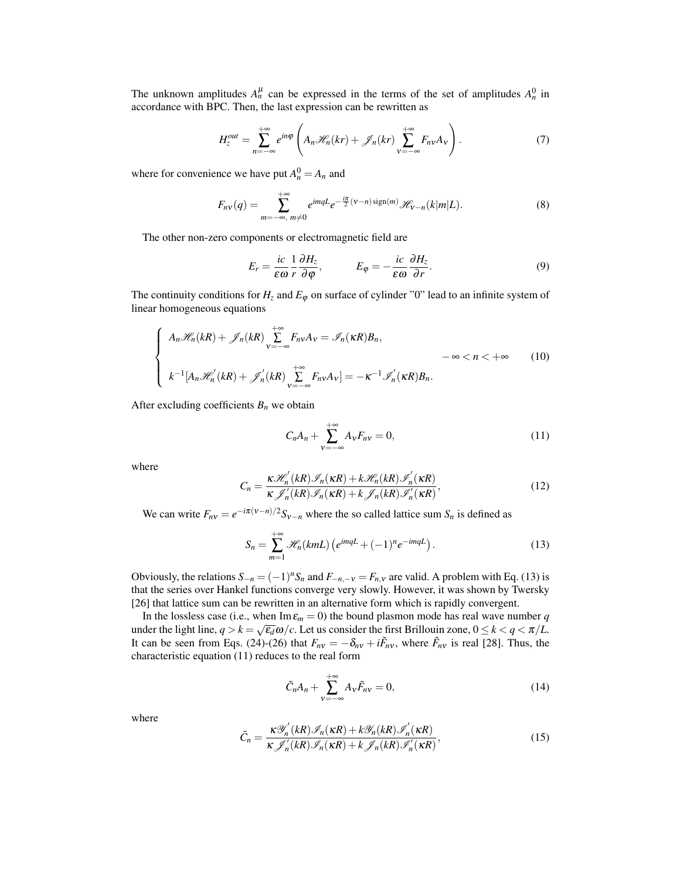The unknown amplitudes $A_n^\mu$ can be expressed in the terms of the set of amplitudes $A_n^0$ in accordance with BPC. Then, the last expression can be rewritten as

$$H_z^{out} = \sum_{n=-\infty}^{+\infty} e^{in\varphi} \left( A_n \mathscr{H}_n(kr) + \mathscr{J}_n(kr) \sum_{\nu=-\infty}^{+\infty} F_{n\nu} A_\nu \right). \tag{7}$$

where for convenience we have put $A_n^0 = A_n$ and

$$F_{n\nu}(q) = \sum_{m=-\infty,\, m\neq 0}^{+\infty} e^{imqL} e^{-\frac{i\pi}{2}(\nu-n)\,\mathrm{sign}(m)} \mathscr{H}_{\nu-n}(k|m|L). \tag{8}$$

The other non-zero components or electromagnetic field are

$$E_r = \frac{ic}{\varepsilon\omega}\frac{1}{r}\frac{\partial H_z}{\partial\varphi}, \qquad E_\varphi = -\frac{ic}{\varepsilon\omega}\frac{\partial H_z}{\partial r}. \tag{9}$$

The continuity conditions for $H_z$ and $E_\varphi$ on surface of cylinder "0" lead to an infinite system of linear homogeneous equations

$$\left\{ \begin{array}{l} A_n \mathscr{H}_n(kR) + \mathscr{J}_n(kR) \sum\limits_{\nu=-\infty}^{+\infty} F_{n\nu} A_\nu = \mathscr{I}_n(\kappa R) B_n, \\ \\ k^{-1}[A_n \mathscr{H}_n'(kR) + \mathscr{J}_n'(kR) \sum\limits_{\nu=-\infty}^{+\infty} F_{n\nu} A_\nu] = -\kappa^{-1} \mathscr{I}_n'(\kappa R) B_n. \end{array} \right. \quad -\infty < n < +\infty \tag{10}$$

After excluding coefficients $B_n$ we obtain

$$C_n A_n + \sum_{\nu=-\infty}^{+\infty} A_\nu F_{n\nu} = 0, \tag{11}$$

where

$$C_n = \frac{\kappa \mathscr{H}_n'(kR)\mathscr{I}_n(\kappa R) + k\mathscr{H}_n(kR)\mathscr{I}_n'(\kappa R)}{\kappa \mathscr{J}_n'(kR)\mathscr{I}_n(\kappa R) + k\mathscr{J}_n(kR)\mathscr{I}_n'(\kappa R)}, \tag{12}$$

We can write $F_{n\nu} = e^{-i\pi(\nu-n)/2} S_{\nu-n}$ where the so called lattice sum $S_n$ is defined as

$$S_n = \sum_{m=1}^{+\infty} \mathscr{H}_n(kmL)\left(e^{imqL} + (-1)^n e^{-imqL}\right). \tag{13}$$

Obviously, the relations $S_{-n} = (-1)^n S_n$ and $F_{-n,-\nu} = F_{n,\nu}$ are valid. A problem with Eq. (13) is that the series over Hankel functions converge very slowly. However, it was shown by Twersky [26] that lattice sum can be rewritten in an alternative form which is rapidly convergent.

In the lossless case (i.e., when $\mathrm{Im}\,\varepsilon_m = 0$) the bound plasmon mode has real wave number $q$ under the light line, $q > k = \sqrt{\varepsilon_d}\,\omega/c$. Let us consider the first Brillouin zone, $0 \le k < q < \pi/L$. It can be seen from Eqs. (24)-(26) that $F_{n\nu} = -\delta_{n\nu} + i\tilde{F}_{n\nu}$, where $\tilde{F}_{n\nu}$ is real [28]. Thus, the characteristic equation (11) reduces to the real form

$$\tilde{C}_n A_n + \sum_{\nu=-\infty}^{+\infty} A_\nu \tilde{F}_{n\nu} = 0, \tag{14}$$

where

$$\tilde{C}_n = \frac{\kappa \mathscr{Y}_n'(kR)\mathscr{I}_n(\kappa R) + k\mathscr{Y}_n(kR)\mathscr{I}_n'(\kappa R)}{\kappa \mathscr{J}_n'(kR)\mathscr{I}_n(\kappa R) + k\mathscr{J}_n(kR)\mathscr{I}_n'(\kappa R)}, \tag{15}$$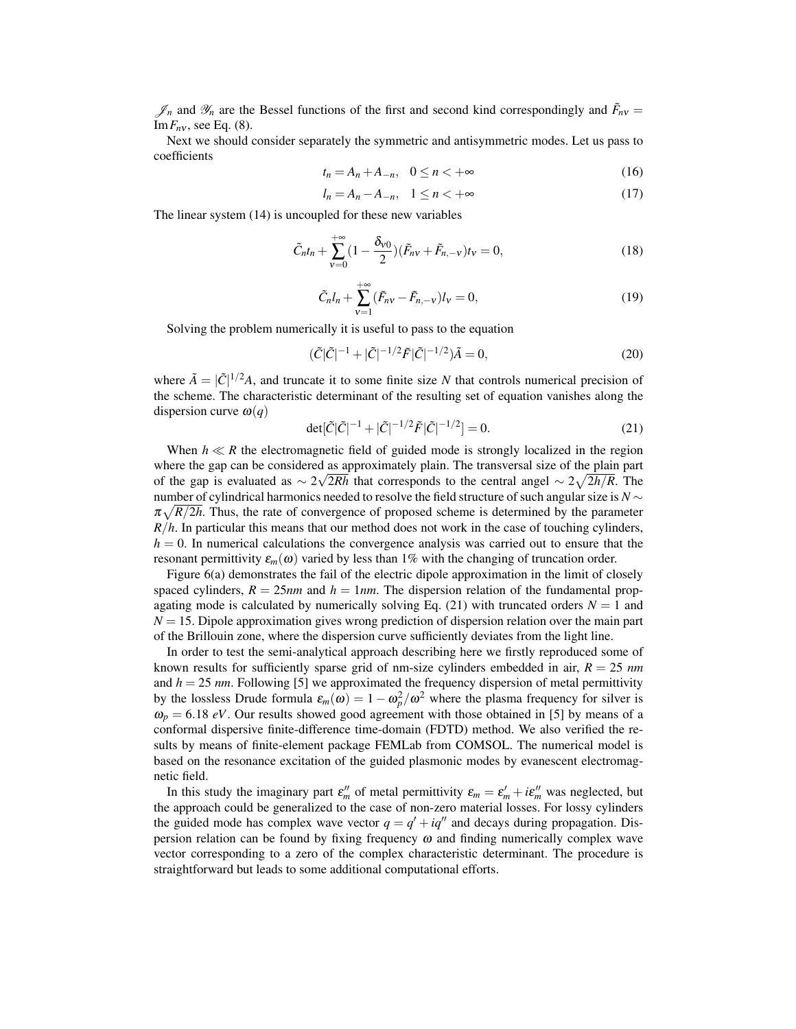$\mathscr{J}_n$ and $\mathscr{Y}_n$ are the Bessel functions of the first and second kind correspondingly and $\tilde{F}_{n\nu} = \mathrm{Im} F_{n\nu}$, see Eq. (8).

Next we should consider separately the symmetric and antisymmetric modes. Let us pass to coefficients

$$t_n = A_n + A_{-n}, \quad 0 \le n < +\infty \tag{16}$$

$$l_n = A_n - A_{-n}, \quad 1 \le n < +\infty \tag{17}$$

The linear system (14) is uncoupled for these new variables

$$\tilde{C}_n t_n + \sum_{\nu=0}^{+\infty} \left(1 - \frac{\delta_{\nu 0}}{2}\right)(\tilde{F}_{n\nu} + \tilde{F}_{n,-\nu}) t_\nu = 0, \tag{18}$$

$$\tilde{C}_n l_n + \sum_{\nu=1}^{+\infty} (\tilde{F}_{n\nu} - \tilde{F}_{n,-\nu}) l_\nu = 0, \tag{19}$$

Solving the problem numerically it is useful to pass to the equation

$$(\tilde{C}|\tilde{C}|^{-1} + |\tilde{C}|^{-1/2}\tilde{F}|\tilde{C}|^{-1/2})\tilde{A} = 0, \tag{20}$$

where $\tilde{A} = |\tilde{C}|^{1/2}A$, and truncate it to some finite size $N$ that controls numerical precision of the scheme. The characteristic determinant of the resulting set of equation vanishes along the dispersion curve $\omega(q)$

$$\det[\tilde{C}|\tilde{C}|^{-1} + |\tilde{C}|^{-1/2}\tilde{F}|\tilde{C}|^{-1/2}] = 0. \tag{21}$$

When $h \ll R$ the electromagnetic field of guided mode is strongly localized in the region where the gap can be considered as approximately plain. The transversal size of the plain part of the gap is evaluated as $\sim 2\sqrt{2Rh}$ that corresponds to the central angel $\sim 2\sqrt{2h/R}$. The number of cylindrical harmonics needed to resolve the field structure of such angular size is $N \sim \pi\sqrt{R/2h}$. Thus, the rate of convergence of proposed scheme is determined by the parameter $R/h$. In particular this means that our method does not work in the case of touching cylinders, $h = 0$. In numerical calculations the convergence analysis was carried out to ensure that the resonant permittivity $\varepsilon_m(\omega)$ varied by less than 1% with the changing of truncation order.

Figure 6(a) demonstrates the fail of the electric dipole approximation in the limit of closely spaced cylinders, $R = 25nm$ and $h = 1nm$. The dispersion relation of the fundamental propagating mode is calculated by numerically solving Eq. (21) with truncated orders $N = 1$ and $N = 15$. Dipole approximation gives wrong prediction of dispersion relation over the main part of the Brillouin zone, where the dispersion curve sufficiently deviates from the light line.

In order to test the semi-analytical approach describing here we firstly reproduced some of known results for sufficiently sparse grid of nm-size cylinders embedded in air, $R = 25$ *nm* and $h = 25$ *nm*. Following [5] we approximated the frequency dispersion of metal permittivity by the lossless Drude formula $\varepsilon_m(\omega) = 1 - \omega_p^2/\omega^2$ where the plasma frequency for silver is $\omega_p = 6.18$ *eV*. Our results showed good agreement with those obtained in [5] by means of a conformal dispersive finite-difference time-domain (FDTD) method. We also verified the results by means of finite-element package FEMLab from COMSOL. The numerical model is based on the resonance excitation of the guided plasmonic modes by evanescent electromagnetic field.

In this study the imaginary part $\varepsilon_m''$ of metal permittivity $\varepsilon_m = \varepsilon_m' + i\varepsilon_m''$ was neglected, but the approach could be generalized to the case of non-zero material losses. For lossy cylinders the guided mode has complex wave vector $q = q' + iq''$ and decays during propagation. Dispersion relation can be found by fixing frequency $\omega$ and finding numerically complex wave vector corresponding to a zero of the complex characteristic determinant. The procedure is straightforward but leads to some additional computational efforts.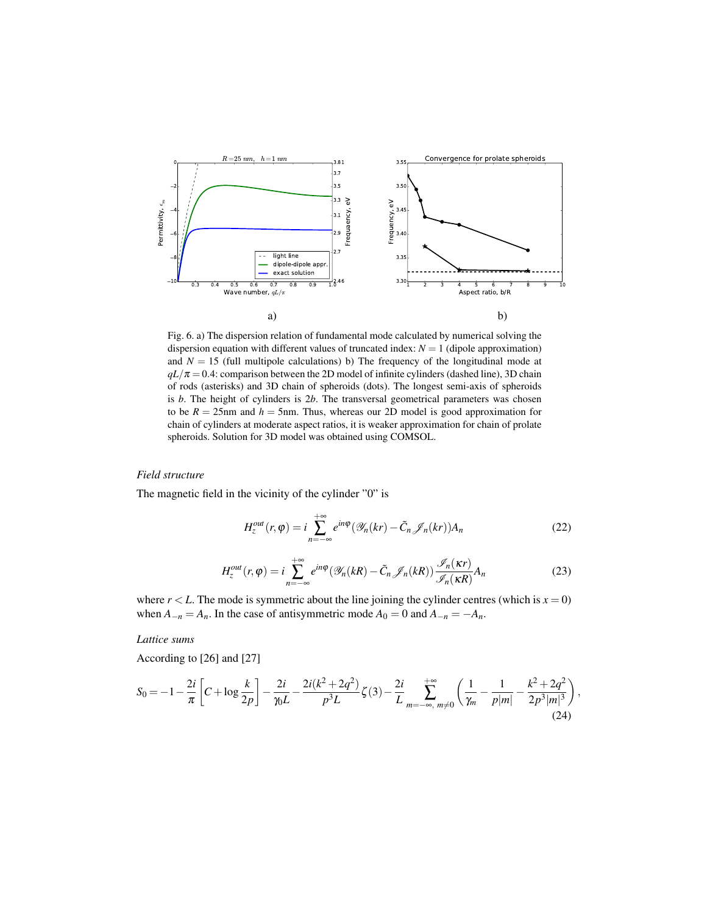a)

b)

Fig. 6. a) The dispersion relation of fundamental mode calculated by numerical solving the dispersion equation with different values of truncated index: $N = 1$ (dipole approximation) and $N = 15$ (full multipole calculations) b) The frequency of the longitudinal mode at $qL/\pi = 0.4$: comparison between the 2D model of infinite cylinders (dashed line), 3D chain of rods (asterisks) and 3D chain of spheroids (dots). The longest semi-axis of spheroids is $b$. The height of cylinders is $2b$. The transversal geometrical parameters was chosen to be $R = 25$nm and $h = 5$nm. Thus, whereas our 2D model is good approximation for chain of cylinders at moderate aspect ratios, it is weaker approximation for chain of prolate spheroids. Solution for 3D model was obtained using COMSOL.

*Field structure*

The magnetic field in the vicinity of the cylinder "0" is

$$H_z^{out}(r,\varphi) = i \sum_{n=-\infty}^{+\infty} e^{in\varphi} (\mathscr{Y}_n(kr) - \tilde{C}_n \mathscr{J}_n(kr)) A_n \tag{22}$$

$$H_z^{out}(r,\varphi) = i \sum_{n=-\infty}^{+\infty} e^{in\varphi} (\mathscr{Y}_n(kR) - \tilde{C}_n \mathscr{J}_n(kR)) \frac{\mathscr{I}_n(\kappa r)}{\mathscr{I}_n(\kappa R)} A_n \tag{23}$$

where $r < L$. The mode is symmetric about the line joining the cylinder centres (which is $x = 0$) when $A_{-n} = A_n$. In the case of antisymmetric mode $A_0 = 0$ and $A_{-n} = -A_n$.

*Lattice sums*

According to [26] and [27]

$$S_0 = -1 - \frac{2i}{\pi}\left[C + \log\frac{k}{2p}\right] - \frac{2i}{\gamma_0 L} - \frac{2i(k^2+2q^2)}{p^3 L}\zeta(3) - \frac{2i}{L}\sum_{m=-\infty,\ m\neq 0}^{+\infty}\left(\frac{1}{\gamma_m} - \frac{1}{p|m|} - \frac{k^2+2q^2}{2p^3|m|^3}\right), \tag{24}$$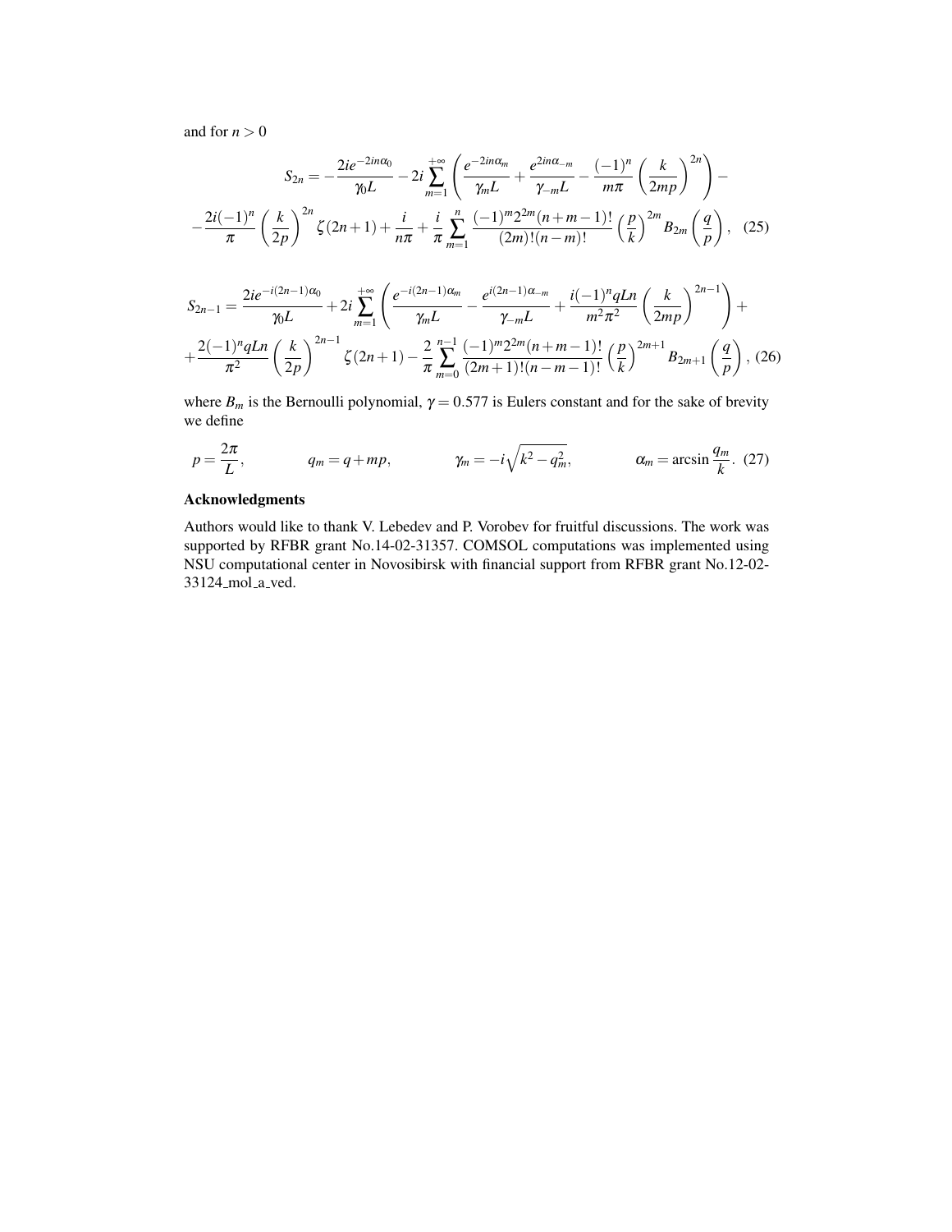and for $n > 0$

$$
S_{2n} = -\frac{2ie^{-2in\alpha_0}}{\gamma_0 L} - 2i\sum_{m=1}^{+\infty}\left(\frac{e^{-2in\alpha_m}}{\gamma_m L} + \frac{e^{2in\alpha_{-m}}}{\gamma_{-m} L} - \frac{(-1)^n}{m\pi}\left(\frac{k}{2mp}\right)^{2n}\right) -
$$

$$
-\frac{2i(-1)^n}{\pi}\left(\frac{k}{2p}\right)^{2n}\zeta(2n+1) + \frac{i}{n\pi} + \frac{i}{\pi}\sum_{m=1}^{n}\frac{(-1)^m 2^{2m}(n+m-1)!}{(2m)!(n-m)!}\left(\frac{p}{k}\right)^{2m} B_{2m}\left(\frac{q}{p}\right), \quad (25)
$$

$$
S_{2n-1} = \frac{2ie^{-i(2n-1)\alpha_0}}{\gamma_0 L} + 2i\sum_{m=1}^{+\infty}\left(\frac{e^{-i(2n-1)\alpha_m}}{\gamma_m L} - \frac{e^{i(2n-1)\alpha_{-m}}}{\gamma_{-m} L} + \frac{i(-1)^n qLn}{m^2\pi^2}\left(\frac{k}{2mp}\right)^{2n-1}\right) +
$$

$$
+\frac{2(-1)^n qLn}{\pi^2}\left(\frac{k}{2p}\right)^{2n-1}\zeta(2n+1) - \frac{2}{\pi}\sum_{m=0}^{n-1}\frac{(-1)^m 2^{2m}(n+m-1)!}{(2m+1)!(n-m-1)!}\left(\frac{p}{k}\right)^{2m+1} B_{2m+1}\left(\frac{q}{p}\right), \quad (26)
$$

where $B_m$ is the Bernoulli polynomial, $\gamma = 0.577$ is Eulers constant and for the sake of brevity we define

$$
p = \frac{2\pi}{L}, \qquad q_m = q + mp, \qquad \gamma_m = -i\sqrt{k^2 - q_m^2}, \qquad \alpha_m = \arcsin\frac{q_m}{k}. \quad (27)
$$

## Acknowledgments

Authors would like to thank V. Lebedev and P. Vorobev for fruitful discussions. The work was supported by RFBR grant No.14-02-31357. COMSOL computations was implemented using NSU computational center in Novosibirsk with financial support from RFBR grant No.12-02-33124_mol_a_ved.